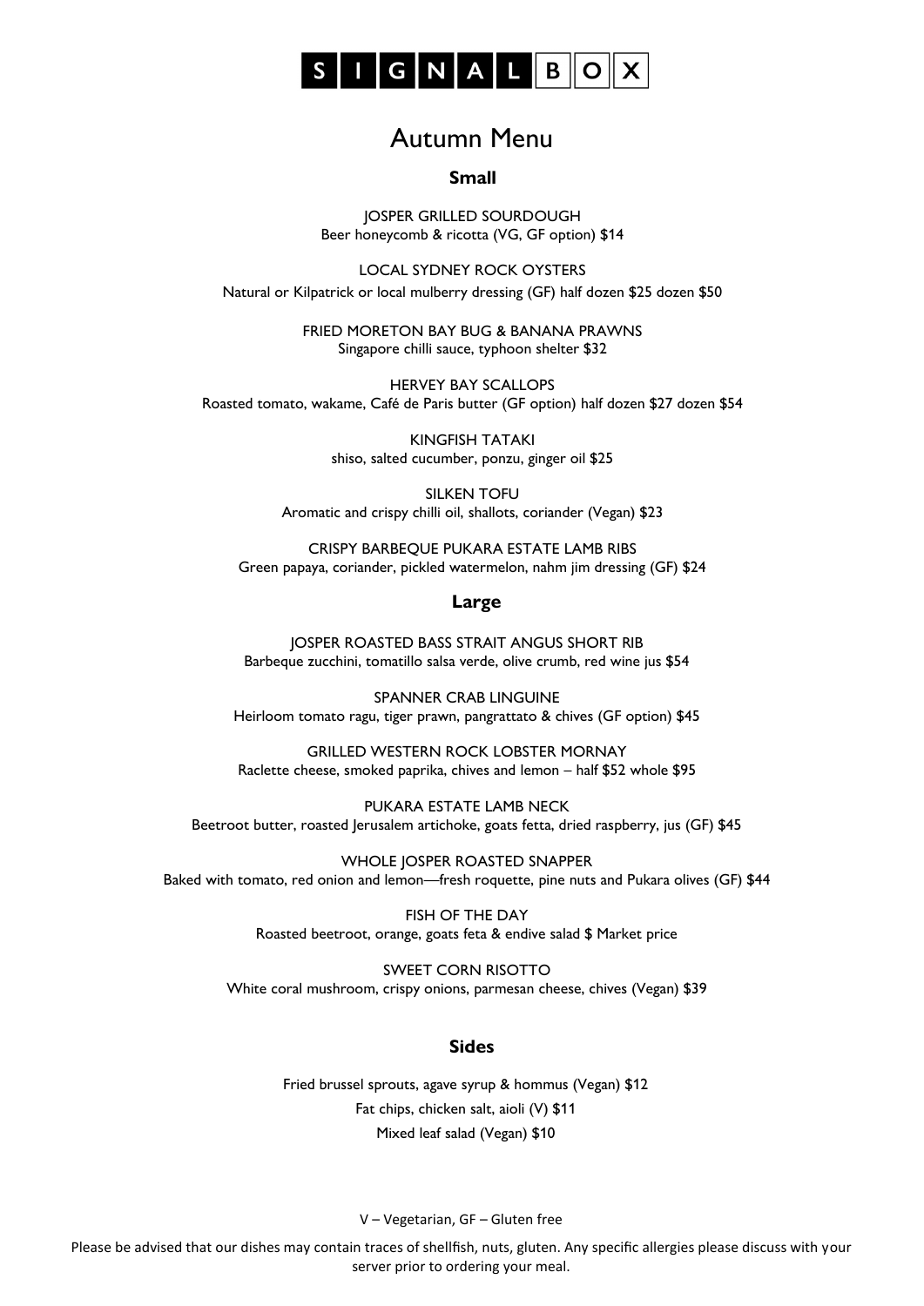# SIGNAL BOX

## Autumn Menu

### Small

JOSPER GRILLED SOURDOUGH
Beer honeycomb & ricotta (VG, GF option) $14

LOCAL SYDNEY ROCK OYSTERS
Natural or Kilpatrick or local mulberry dressing (GF) half dozen $25 dozen $50

FRIED MORETON BAY BUG & BANANA PRAWNS
Singapore chilli sauce, typhoon shelter $32

HERVEY BAY SCALLOPS
Roasted tomato, wakame, Café de Paris butter (GF option) half dozen $27 dozen $54

KINGFISH TATAKI
shiso, salted cucumber, ponzu, ginger oil $25

SILKEN TOFU
Aromatic and crispy chilli oil, shallots, coriander (Vegan) $23

CRISPY BARBEQUE PUKARA ESTATE LAMB RIBS
Green papaya, coriander, pickled watermelon, nahm jim dressing (GF) $24

### Large

JOSPER ROASTED BASS STRAIT ANGUS SHORT RIB
Barbeque zucchini, tomatillo salsa verde, olive crumb, red wine jus $54

SPANNER CRAB LINGUINE
Heirloom tomato ragu, tiger prawn, pangrattato & chives (GF option) $45

GRILLED WESTERN ROCK LOBSTER MORNAY
Raclette cheese, smoked paprika, chives and lemon – half $52 whole $95

PUKARA ESTATE LAMB NECK
Beetroot butter, roasted Jerusalem artichoke, goats fetta, dried raspberry, jus (GF) $45

WHOLE JOSPER ROASTED SNAPPER
Baked with tomato, red onion and lemon—fresh roquette, pine nuts and Pukara olives (GF) $44

FISH OF THE DAY
Roasted beetroot, orange, goats feta & endive salad $ Market price

SWEET CORN RISOTTO
White coral mushroom, crispy onions, parmesan cheese, chives (Vegan) $39

### Sides

Fried brussel sprouts, agave syrup & hommus (Vegan) $12
Fat chips, chicken salt, aioli (V) $11
Mixed leaf salad (Vegan) $10

V – Vegetarian, GF – Gluten free

Please be advised that our dishes may contain traces of shellfish, nuts, gluten. Any specific allergies please discuss with your server prior to ordering your meal.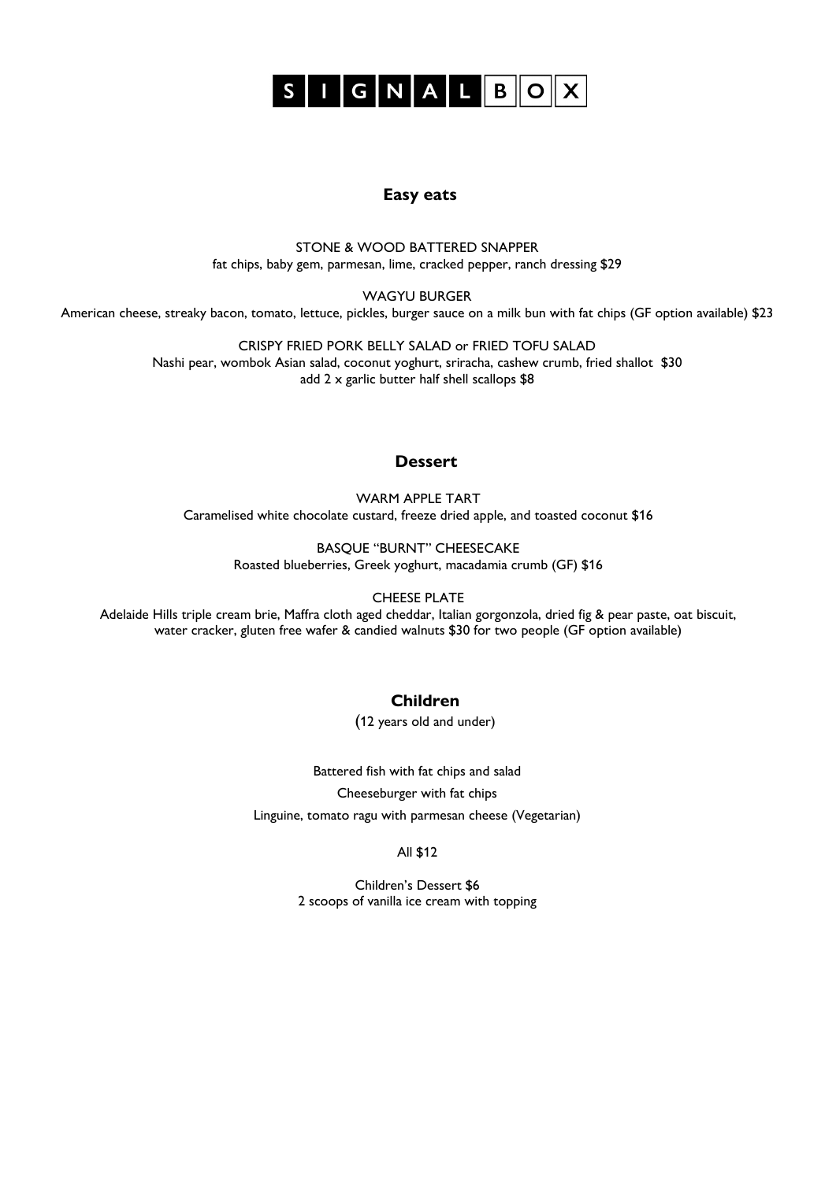# SIGNALBOX

## Easy eats

STONE & WOOD BATTERED SNAPPER
fat chips, baby gem, parmesan, lime, cracked pepper, ranch dressing $29

WAGYU BURGER
American cheese, streaky bacon, tomato, lettuce, pickles, burger sauce on a milk bun with fat chips (GF option available) $23

CRISPY FRIED PORK BELLY SALAD or FRIED TOFU SALAD
Nashi pear, wombok Asian salad, coconut yoghurt, sriracha, cashew crumb, fried shallot $30
add 2 x garlic butter half shell scallops $8

## Dessert

WARM APPLE TART
Caramelised white chocolate custard, freeze dried apple, and toasted coconut $16

BASQUE "BURNT" CHEESECAKE
Roasted blueberries, Greek yoghurt, macadamia crumb (GF) $16

CHEESE PLATE
Adelaide Hills triple cream brie, Maffra cloth aged cheddar, Italian gorgonzola, dried fig & pear paste, oat biscuit, water cracker, gluten free wafer & candied walnuts $30 for two people (GF option available)

## Children

(12 years old and under)

Battered fish with fat chips and salad

Cheeseburger with fat chips

Linguine, tomato ragu with parmesan cheese (Vegetarian)

All $12

Children's Dessert $6
2 scoops of vanilla ice cream with topping